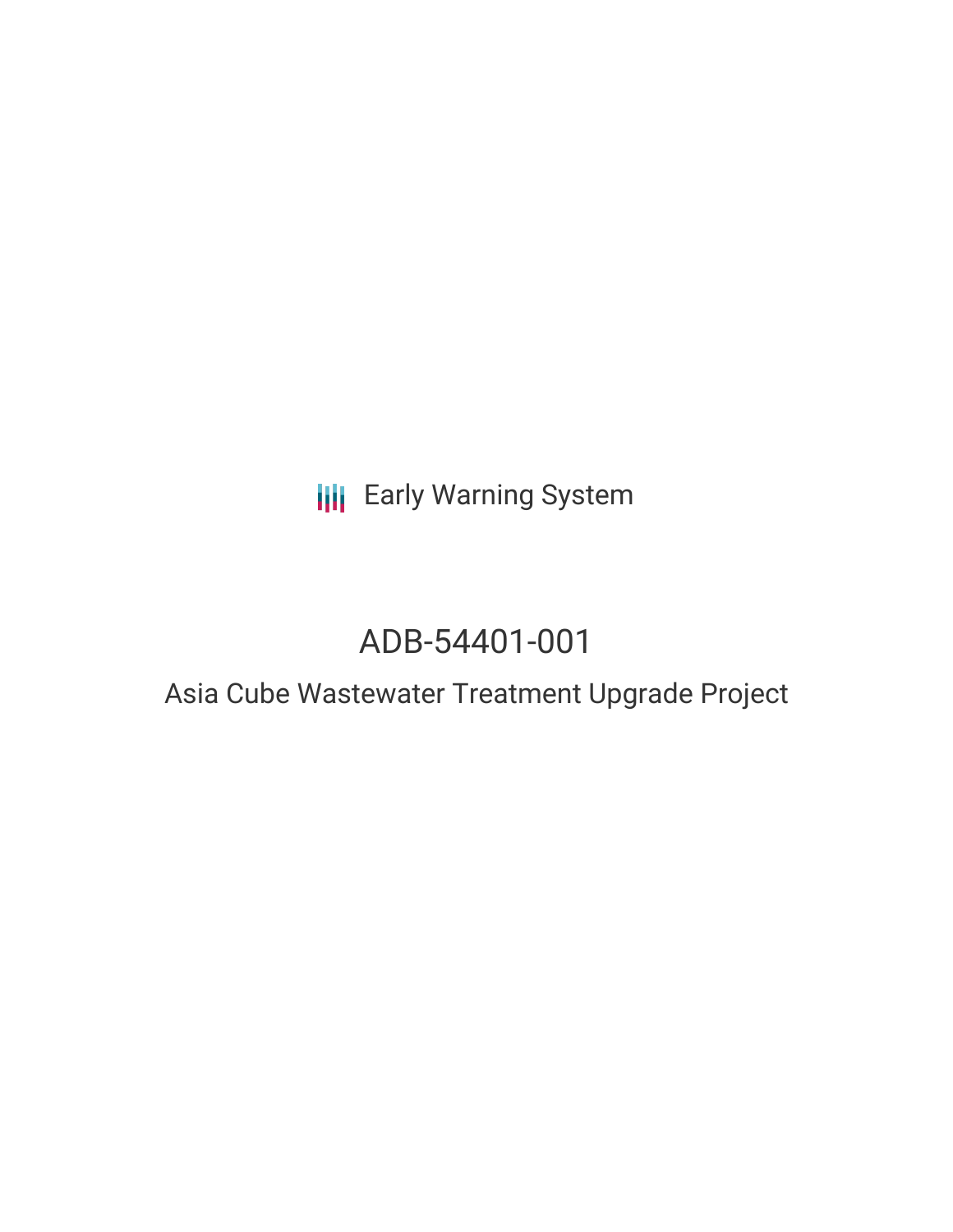Early Warning System

# ADB-54401-001

## Asia Cube Wastewater Treatment Upgrade Project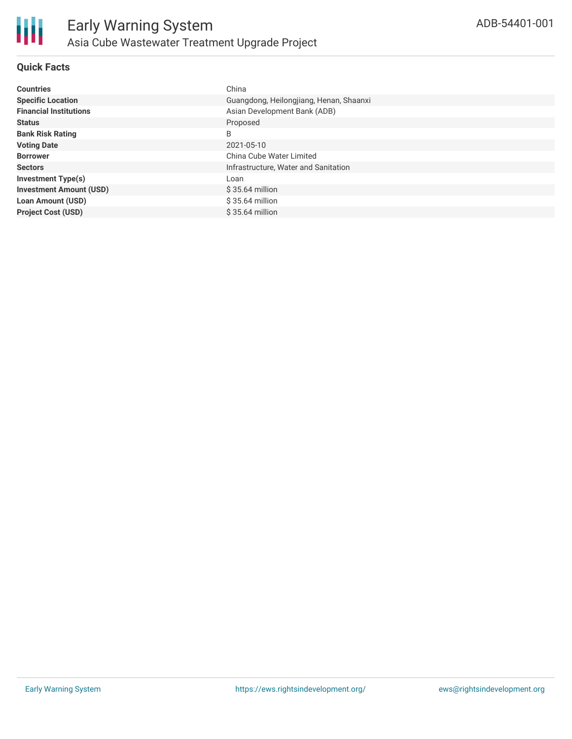# Early Warning System

## Asia Cube Wastewater Treatment Upgrade Project

ADB-54401-001

### Quick Facts

| | |
|---|---|
| **Countries** | China |
| **Specific Location** | Guangdong, Heilongjiang, Henan, Shaanxi |
| **Financial Institutions** | Asian Development Bank (ADB) |
| **Status** | Proposed |
| **Bank Risk Rating** | B |
| **Voting Date** | 2021-05-10 |
| **Borrower** | China Cube Water Limited |
| **Sectors** | Infrastructure, Water and Sanitation |
| **Investment Type(s)** | Loan |
| **Investment Amount (USD)** | $ 35.64 million |
| **Loan Amount (USD)** | $ 35.64 million |
| **Project Cost (USD)** | $ 35.64 million |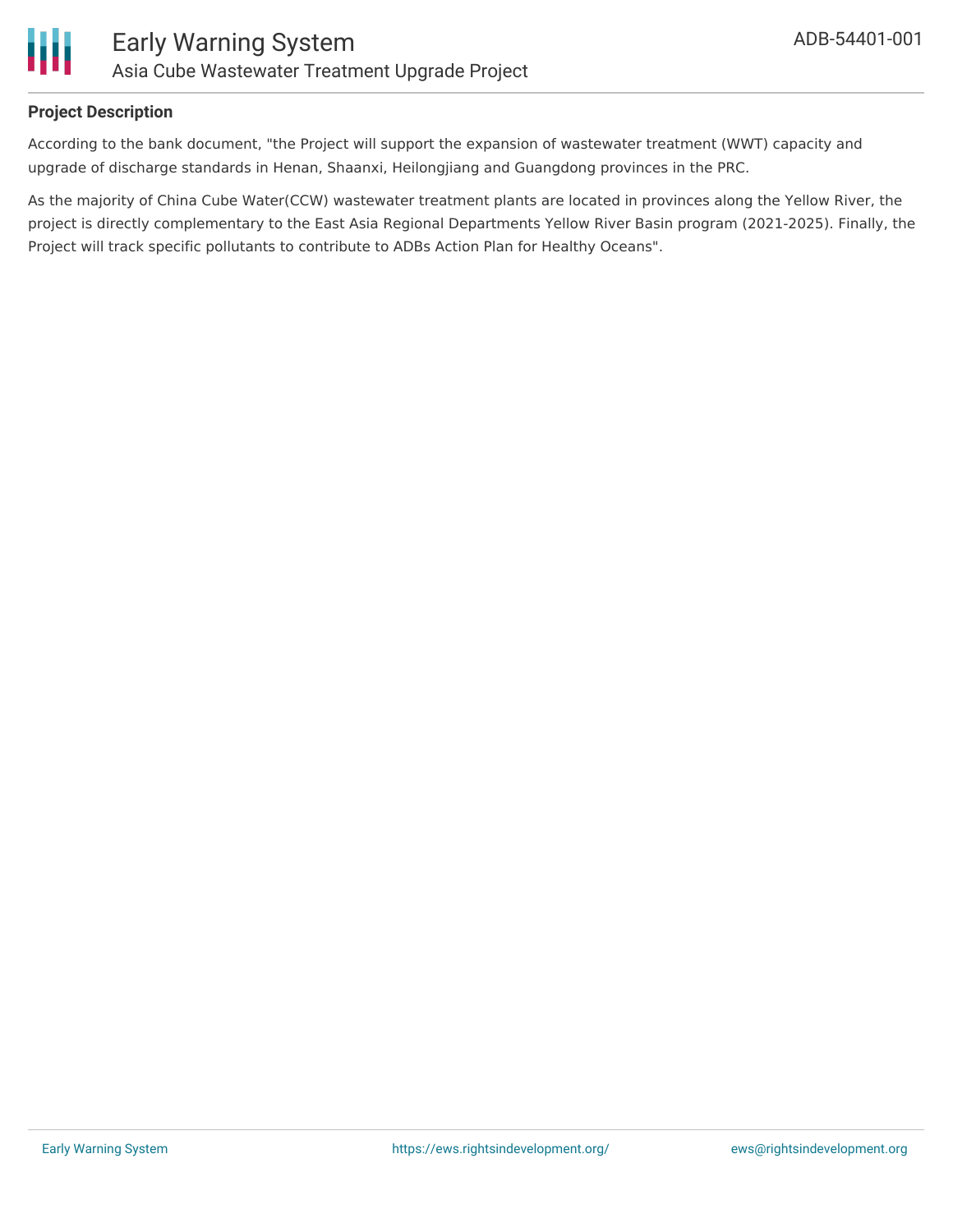**Project Description**

According to the bank document, "the Project will support the expansion of wastewater treatment (WWT) capacity and upgrade of discharge standards in Henan, Shaanxi, Heilongjiang and Guangdong provinces in the PRC.

As the majority of China Cube Water(CCW) wastewater treatment plants are located in provinces along the Yellow River, the project is directly complementary to the East Asia Regional Departments Yellow River Basin program (2021-2025). Finally, the Project will track specific pollutants to contribute to ADBs Action Plan for Healthy Oceans".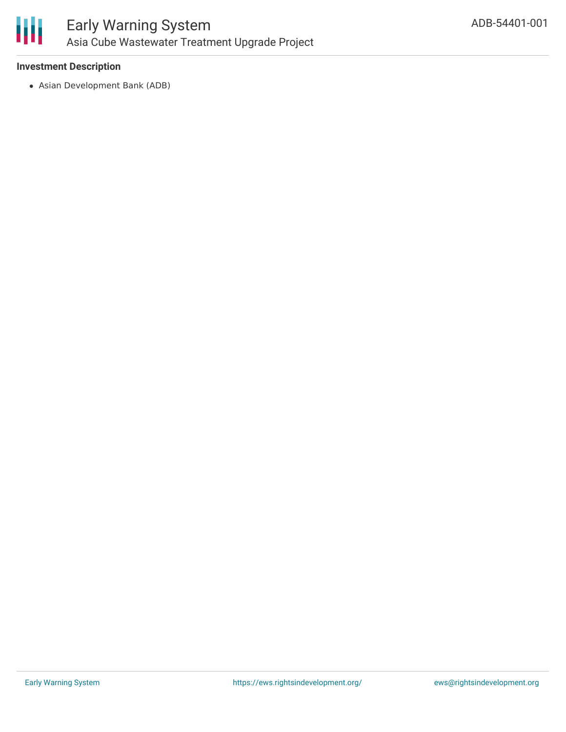**Investment Description**

- Asian Development Bank (ADB)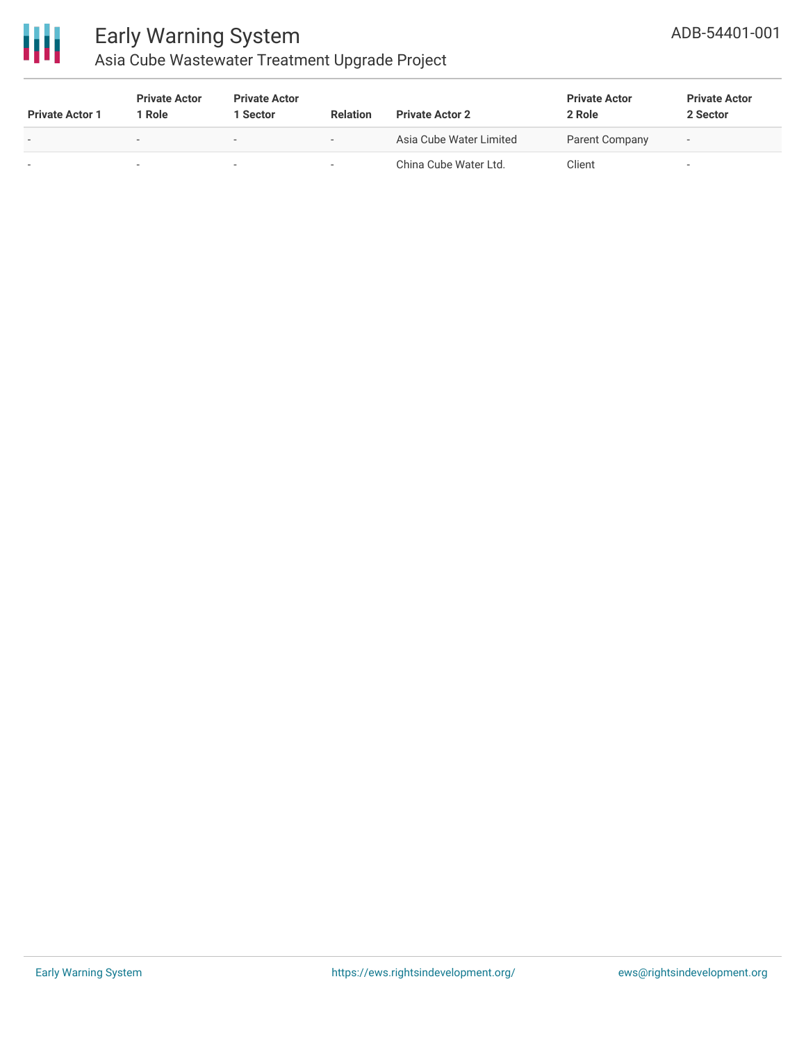| Private Actor 1 | Private Actor 1 Role | Private Actor 1 Sector | Relation | Private Actor 2 | Private Actor 2 Role | Private Actor 2 Sector |
|---|---|---|---|---|---|---|
| - | - | - | - | Asia Cube Water Limited | Parent Company | - |
| - | - | - | - | China Cube Water Ltd. | Client | - |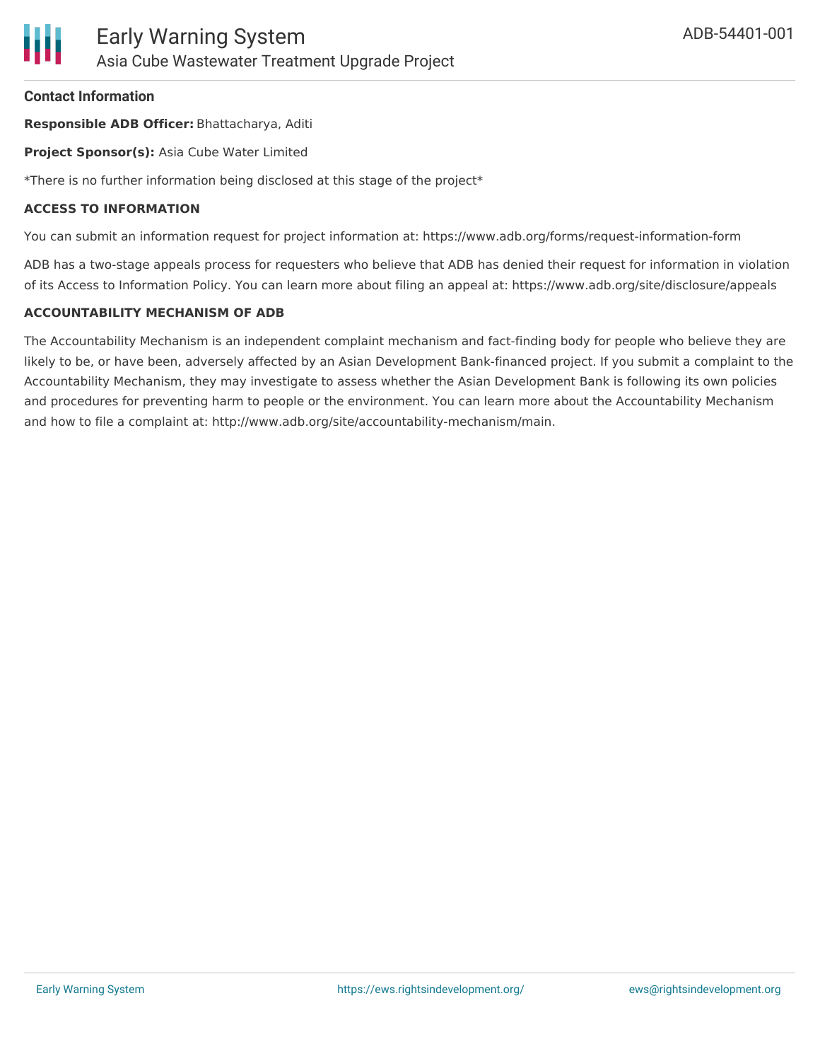## Contact Information

**Responsible ADB Officer:** Bhattacharya, Aditi

**Project Sponsor(s):** Asia Cube Water Limited

*There is no further information being disclosed at this stage of the project*

### ACCESS TO INFORMATION

You can submit an information request for project information at: https://www.adb.org/forms/request-information-form

ADB has a two-stage appeals process for requesters who believe that ADB has denied their request for information in violation of its Access to Information Policy. You can learn more about filing an appeal at: https://www.adb.org/site/disclosure/appeals

### ACCOUNTABILITY MECHANISM OF ADB

The Accountability Mechanism is an independent complaint mechanism and fact-finding body for people who believe they are likely to be, or have been, adversely affected by an Asian Development Bank-financed project. If you submit a complaint to the Accountability Mechanism, they may investigate to assess whether the Asian Development Bank is following its own policies and procedures for preventing harm to people or the environment. You can learn more about the Accountability Mechanism and how to file a complaint at: http://www.adb.org/site/accountability-mechanism/main.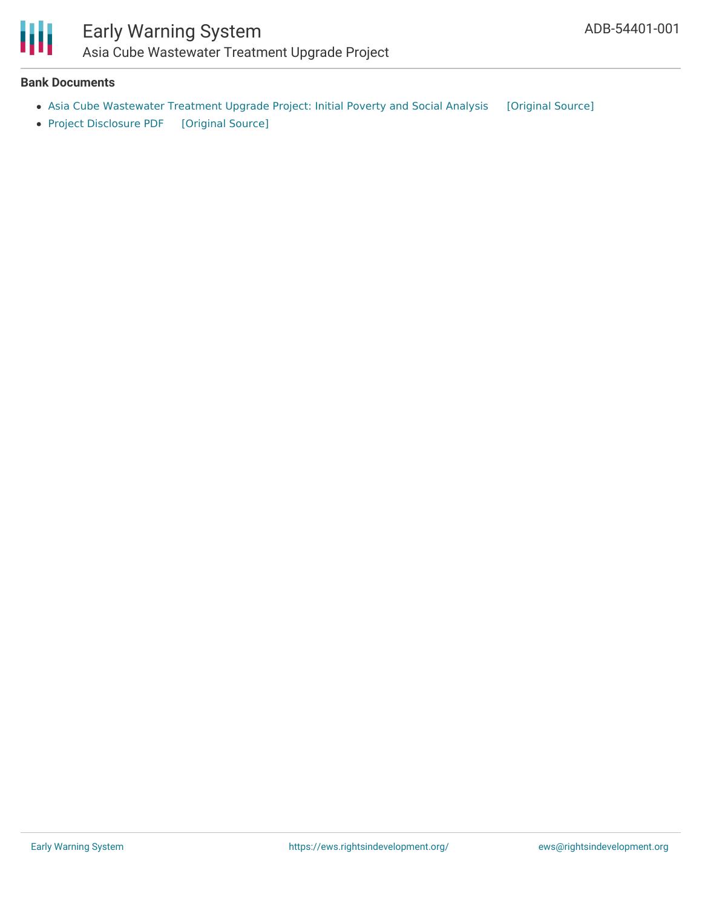**Bank Documents**

- Asia Cube Wastewater Treatment Upgrade Project: Initial Poverty and Social Analysis [Original Source]
- Project Disclosure PDF [Original Source]